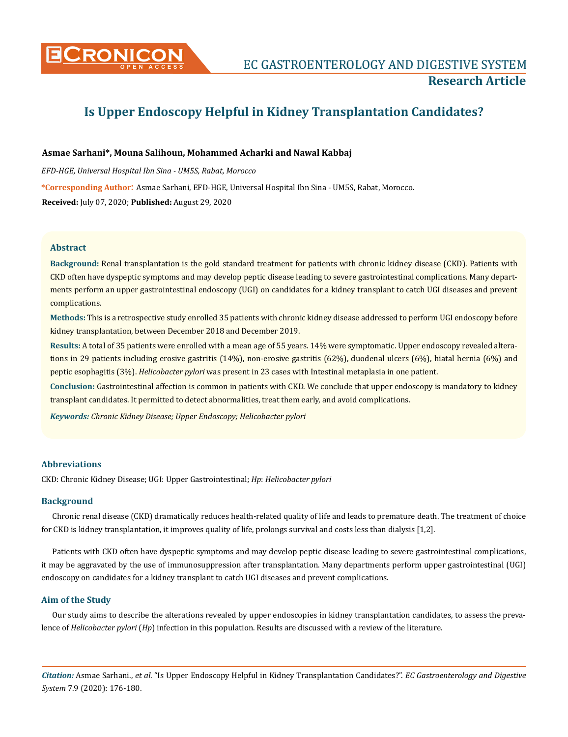# Is Upper Endoscopy Helpful in Kidney Transplantation Candidates?

**Asmae Sarhani\*, Mouna Salihoun, Mohammed Acharki and Nawal Kabbaj**

*EFD-HGE, Universal Hospital Ibn Sina - UM5S, Rabat, Morocco*

**\*Corresponding Author:** Asmae Sarhani, EFD-HGE, Universal Hospital Ibn Sina - UM5S, Rabat, Morocco.

**Received:** July 07, 2020; **Published:** August 29, 2020

## Abstract

**Background:** Renal transplantation is the gold standard treatment for patients with chronic kidney disease (CKD). Patients with CKD often have dyspeptic symptoms and may develop peptic disease leading to severe gastrointestinal complications. Many departments perform an upper gastrointestinal endoscopy (UGI) on candidates for a kidney transplant to catch UGI diseases and prevent complications.

**Methods:** This is a retrospective study enrolled 35 patients with chronic kidney disease addressed to perform UGI endoscopy before kidney transplantation, between December 2018 and December 2019.

**Results:** A total of 35 patients were enrolled with a mean age of 55 years. 14% were symptomatic. Upper endoscopy revealed alterations in 29 patients including erosive gastritis (14%), non-erosive gastritis (62%), duodenal ulcers (6%), hiatal hernia (6%) and peptic esophagitis (3%). *Helicobacter pylori* was present in 23 cases with Intestinal metaplasia in one patient.

**Conclusion:** Gastrointestinal affection is common in patients with CKD. We conclude that upper endoscopy is mandatory to kidney transplant candidates. It permitted to detect abnormalities, treat them early, and avoid complications.

***Keywords:*** *Chronic Kidney Disease; Upper Endoscopy; Helicobacter pylori*

## Abbreviations

CKD: Chronic Kidney Disease; UGI: Upper Gastrointestinal; *Hp*: *Helicobacter pylori*

## Background

Chronic renal disease (CKD) dramatically reduces health-related quality of life and leads to premature death. The treatment of choice for CKD is kidney transplantation, it improves quality of life, prolongs survival and costs less than dialysis [1,2].

Patients with CKD often have dyspeptic symptoms and may develop peptic disease leading to severe gastrointestinal complications, it may be aggravated by the use of immunosuppression after transplantation. Many departments perform upper gastrointestinal (UGI) endoscopy on candidates for a kidney transplant to catch UGI diseases and prevent complications.

## Aim of the Study

Our study aims to describe the alterations revealed by upper endoscopies in kidney transplantation candidates, to assess the prevalence of *Helicobacter pylori* (*Hp*) infection in this population. Results are discussed with a review of the literature.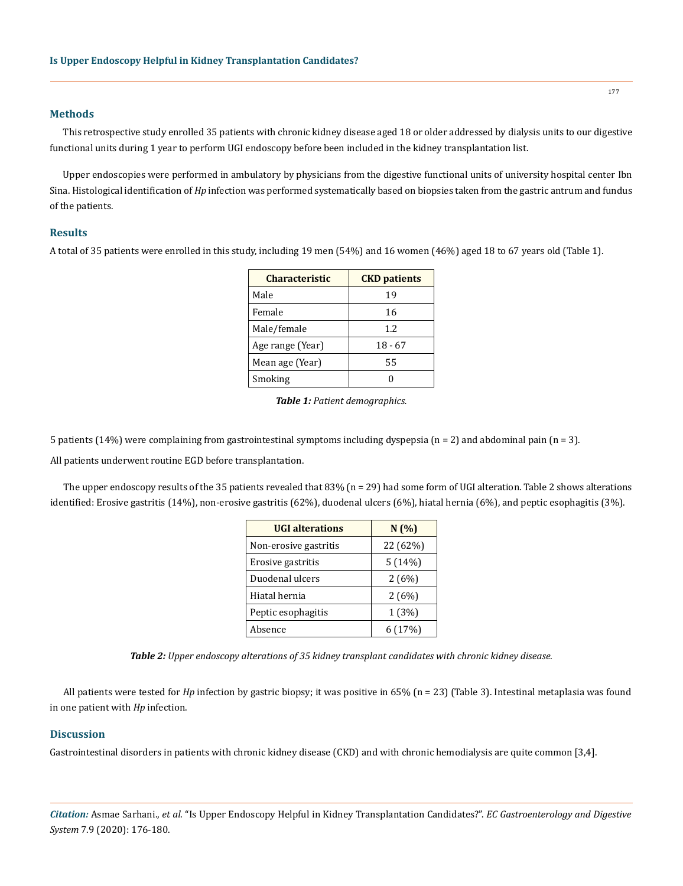## Methods

This retrospective study enrolled 35 patients with chronic kidney disease aged 18 or older addressed by dialysis units to our digestive functional units during 1 year to perform UGI endoscopy before been included in the kidney transplantation list.

Upper endoscopies were performed in ambulatory by physicians from the digestive functional units of university hospital center Ibn Sina. Histological identification of *Hp* infection was performed systematically based on biopsies taken from the gastric antrum and fundus of the patients.

## Results

A total of 35 patients were enrolled in this study, including 19 men (54%) and 16 women (46%) aged 18 to 67 years old (Table 1).

| Characteristic | CKD patients |
|---|---|
| Male | 19 |
| Female | 16 |
| Male/female | 1.2 |
| Age range (Year) | 18 - 67 |
| Mean age (Year) | 55 |
| Smoking | 0 |

***Table 1:*** *Patient demographics.*

5 patients (14%) were complaining from gastrointestinal symptoms including dyspepsia (n = 2) and abdominal pain (n = 3).

All patients underwent routine EGD before transplantation.

The upper endoscopy results of the 35 patients revealed that 83% (n = 29) had some form of UGI alteration. Table 2 shows alterations identified: Erosive gastritis (14%), non-erosive gastritis (62%), duodenal ulcers (6%), hiatal hernia (6%), and peptic esophagitis (3%).

| UGI alterations | N (%) |
|---|---|
| Non-erosive gastritis | 22 (62%) |
| Erosive gastritis | 5 (14%) |
| Duodenal ulcers | 2 (6%) |
| Hiatal hernia | 2 (6%) |
| Peptic esophagitis | 1 (3%) |
| Absence | 6 (17%) |

***Table 2:*** *Upper endoscopy alterations of 35 kidney transplant candidates with chronic kidney disease.*

All patients were tested for *Hp* infection by gastric biopsy; it was positive in 65% (n = 23) (Table 3). Intestinal metaplasia was found in one patient with *Hp* infection.

## Discussion

Gastrointestinal disorders in patients with chronic kidney disease (CKD) and with chronic hemodialysis are quite common [3,4].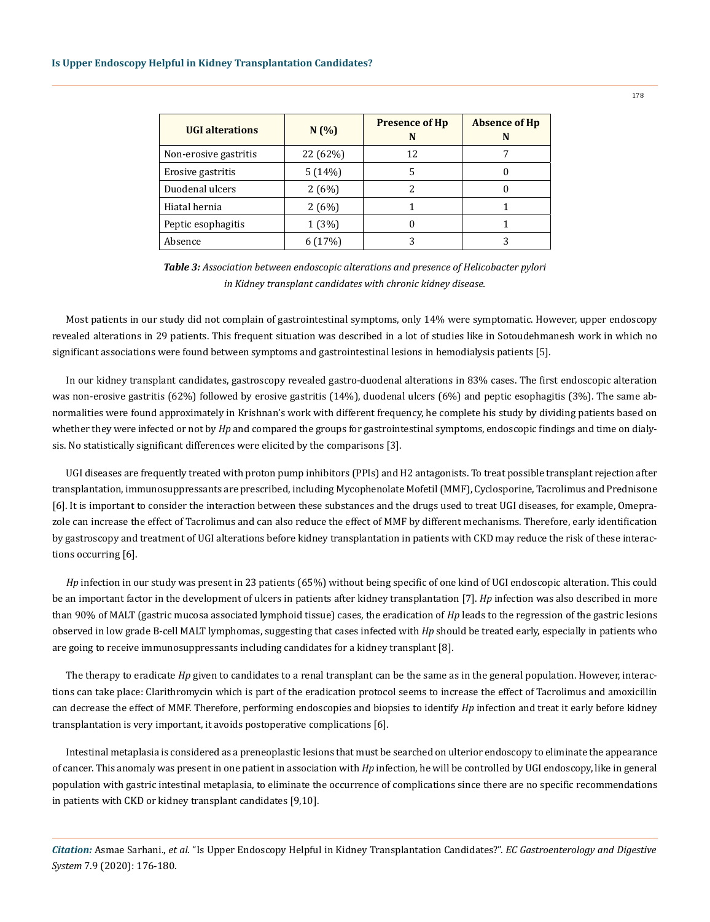| UGI alterations | N (%) | Presence of Hp N | Absence of Hp N |
|---|---|---|---|
| Non-erosive gastritis | 22 (62%) | 12 | 7 |
| Erosive gastritis | 5 (14%) | 5 | 0 |
| Duodenal ulcers | 2 (6%) | 2 | 0 |
| Hiatal hernia | 2 (6%) | 1 | 1 |
| Peptic esophagitis | 1 (3%) | 0 | 1 |
| Absence | 6 (17%) | 3 | 3 |

***Table 3:*** *Association between endoscopic alterations and presence of Helicobacter pylori in Kidney transplant candidates with chronic kidney disease.*

Most patients in our study did not complain of gastrointestinal symptoms, only 14% were symptomatic. However, upper endoscopy revealed alterations in 29 patients. This frequent situation was described in a lot of studies like in Sotoudehmanesh work in which no significant associations were found between symptoms and gastrointestinal lesions in hemodialysis patients [5].

In our kidney transplant candidates, gastroscopy revealed gastro-duodenal alterations in 83% cases. The first endoscopic alteration was non-erosive gastritis (62%) followed by erosive gastritis (14%), duodenal ulcers (6%) and peptic esophagitis (3%). The same abnormalities were found approximately in Krishnan's work with different frequency, he complete his study by dividing patients based on whether they were infected or not by *Hp* and compared the groups for gastrointestinal symptoms, endoscopic findings and time on dialysis. No statistically significant differences were elicited by the comparisons [3].

UGI diseases are frequently treated with proton pump inhibitors (PPIs) and H2 antagonists. To treat possible transplant rejection after transplantation, immunosuppressants are prescribed, including Mycophenolate Mofetil (MMF), Cyclosporine, Tacrolimus and Prednisone [6]. It is important to consider the interaction between these substances and the drugs used to treat UGI diseases, for example, Omeprazole can increase the effect of Tacrolimus and can also reduce the effect of MMF by different mechanisms. Therefore, early identification by gastroscopy and treatment of UGI alterations before kidney transplantation in patients with CKD may reduce the risk of these interactions occurring [6].

*Hp* infection in our study was present in 23 patients (65%) without being specific of one kind of UGI endoscopic alteration. This could be an important factor in the development of ulcers in patients after kidney transplantation [7]. *Hp* infection was also described in more than 90% of MALT (gastric mucosa associated lymphoid tissue) cases, the eradication of *Hp* leads to the regression of the gastric lesions observed in low grade B-cell MALT lymphomas, suggesting that cases infected with *Hp* should be treated early, especially in patients who are going to receive immunosuppressants including candidates for a kidney transplant [8].

The therapy to eradicate *Hp* given to candidates to a renal transplant can be the same as in the general population. However, interactions can take place: Clarithromycin which is part of the eradication protocol seems to increase the effect of Tacrolimus and amoxicillin can decrease the effect of MMF. Therefore, performing endoscopies and biopsies to identify *Hp* infection and treat it early before kidney transplantation is very important, it avoids postoperative complications [6].

Intestinal metaplasia is considered as a preneoplastic lesions that must be searched on ulterior endoscopy to eliminate the appearance of cancer. This anomaly was present in one patient in association with *Hp* infection, he will be controlled by UGI endoscopy, like in general population with gastric intestinal metaplasia, to eliminate the occurrence of complications since there are no specific recommendations in patients with CKD or kidney transplant candidates [9,10].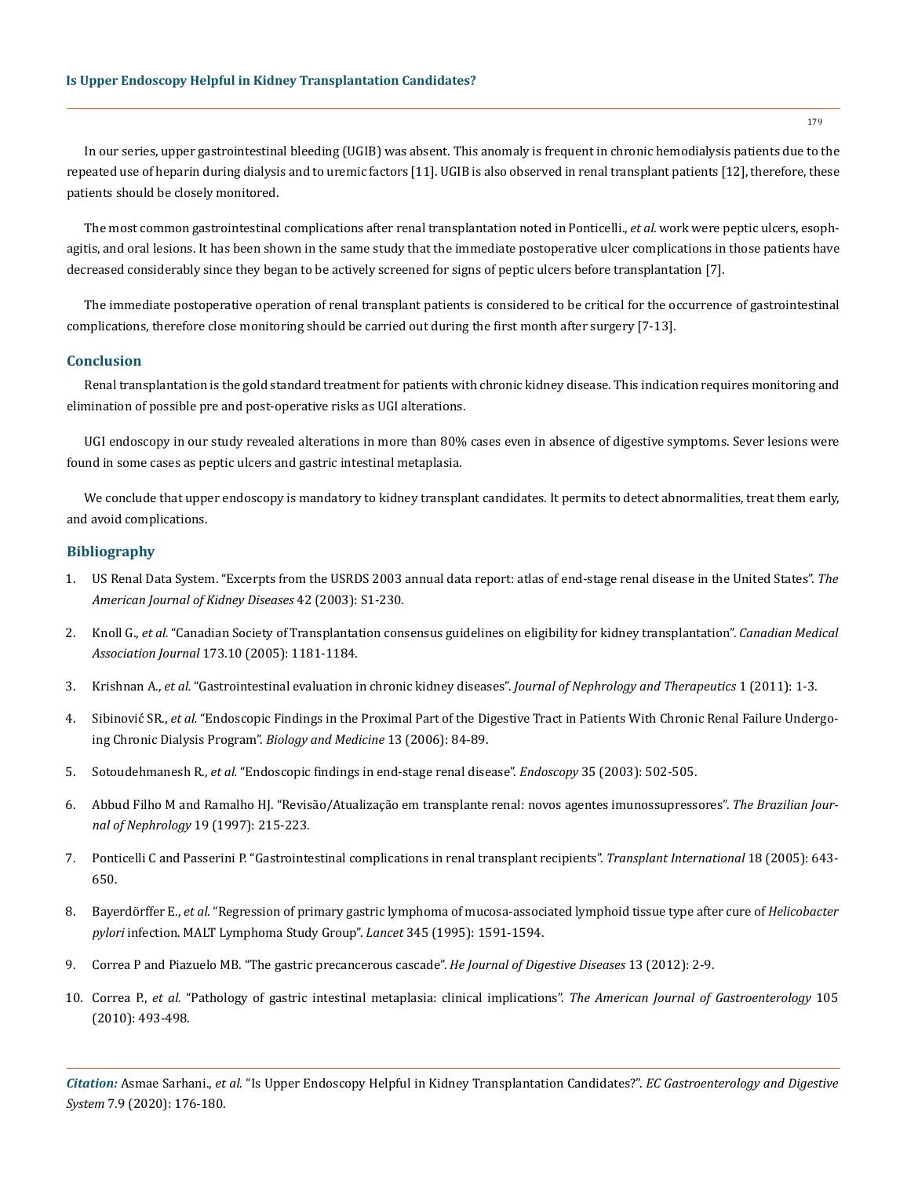In our series, upper gastrointestinal bleeding (UGIB) was absent. This anomaly is frequent in chronic hemodialysis patients due to the repeated use of heparin during dialysis and to uremic factors [11]. UGIB is also observed in renal transplant patients [12], therefore, these patients should be closely monitored.

The most common gastrointestinal complications after renal transplantation noted in Ponticelli., *et al.* work were peptic ulcers, esophagitis, and oral lesions. It has been shown in the same study that the immediate postoperative ulcer complications in those patients have decreased considerably since they began to be actively screened for signs of peptic ulcers before transplantation [7].

The immediate postoperative operation of renal transplant patients is considered to be critical for the occurrence of gastrointestinal complications, therefore close monitoring should be carried out during the first month after surgery [7-13].

## Conclusion

Renal transplantation is the gold standard treatment for patients with chronic kidney disease. This indication requires monitoring and elimination of possible pre and post-operative risks as UGI alterations.

UGI endoscopy in our study revealed alterations in more than 80% cases even in absence of digestive symptoms. Sever lesions were found in some cases as peptic ulcers and gastric intestinal metaplasia.

We conclude that upper endoscopy is mandatory to kidney transplant candidates. It permits to detect abnormalities, treat them early, and avoid complications.

## Bibliography

1. US Renal Data System. "Excerpts from the USRDS 2003 annual data report: atlas of end-stage renal disease in the United States". *The American Journal of Kidney Diseases* 42 (2003): S1-230.
2. Knoll G., *et al.* "Canadian Society of Transplantation consensus guidelines on eligibility for kidney transplantation". *Canadian Medical Association Journal* 173.10 (2005): 1181-1184.
3. Krishnan A., *et al.* "Gastrointestinal evaluation in chronic kidney diseases". *Journal of Nephrology and Therapeutics* 1 (2011): 1-3.
4. Sibinović SR., *et al.* "Endoscopic Findings in the Proximal Part of the Digestive Tract in Patients With Chronic Renal Failure Undergoing Chronic Dialysis Program". *Biology and Medicine* 13 (2006): 84-89.
5. Sotoudehmanesh R., *et al.* "Endoscopic findings in end-stage renal disease". *Endoscopy* 35 (2003): 502-505.
6. Abbud Filho M and Ramalho HJ. "Revisão/Atualização em transplante renal: novos agentes imunossupressores". *The Brazilian Journal of Nephrology* 19 (1997): 215-223.
7. Ponticelli C and Passerini P. "Gastrointestinal complications in renal transplant recipients". *Transplant International* 18 (2005): 643-650.
8. Bayerdörffer E., *et al.* "Regression of primary gastric lymphoma of mucosa-associated lymphoid tissue type after cure of *Helicobacter pylori* infection. MALT Lymphoma Study Group". *Lancet* 345 (1995): 1591-1594.
9. Correa P and Piazuelo MB. "The gastric precancerous cascade". *He Journal of Digestive Diseases* 13 (2012): 2-9.
10. Correa P., *et al.* "Pathology of gastric intestinal metaplasia: clinical implications". *The American Journal of Gastroenterology* 105 (2010): 493-498.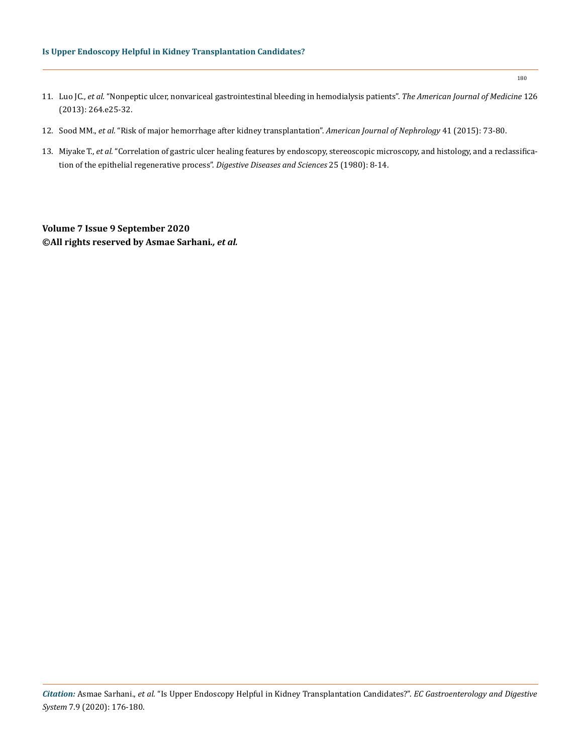11. Luo JC., *et al.* "Nonpeptic ulcer, nonvariceal gastrointestinal bleeding in hemodialysis patients". *The American Journal of Medicine* 126 (2013): 264.e25-32.

12. Sood MM., *et al.* "Risk of major hemorrhage after kidney transplantation". *American Journal of Nephrology* 41 (2015): 73-80.

13. Miyake T., *et al.* "Correlation of gastric ulcer healing features by endoscopy, stereoscopic microscopy, and histology, and a reclassification of the epithelial regenerative process". *Digestive Diseases and Sciences* 25 (1980): 8-14.

**Volume 7 Issue 9 September 2020**
**©All rights reserved by Asmae Sarhani.*, et al.***